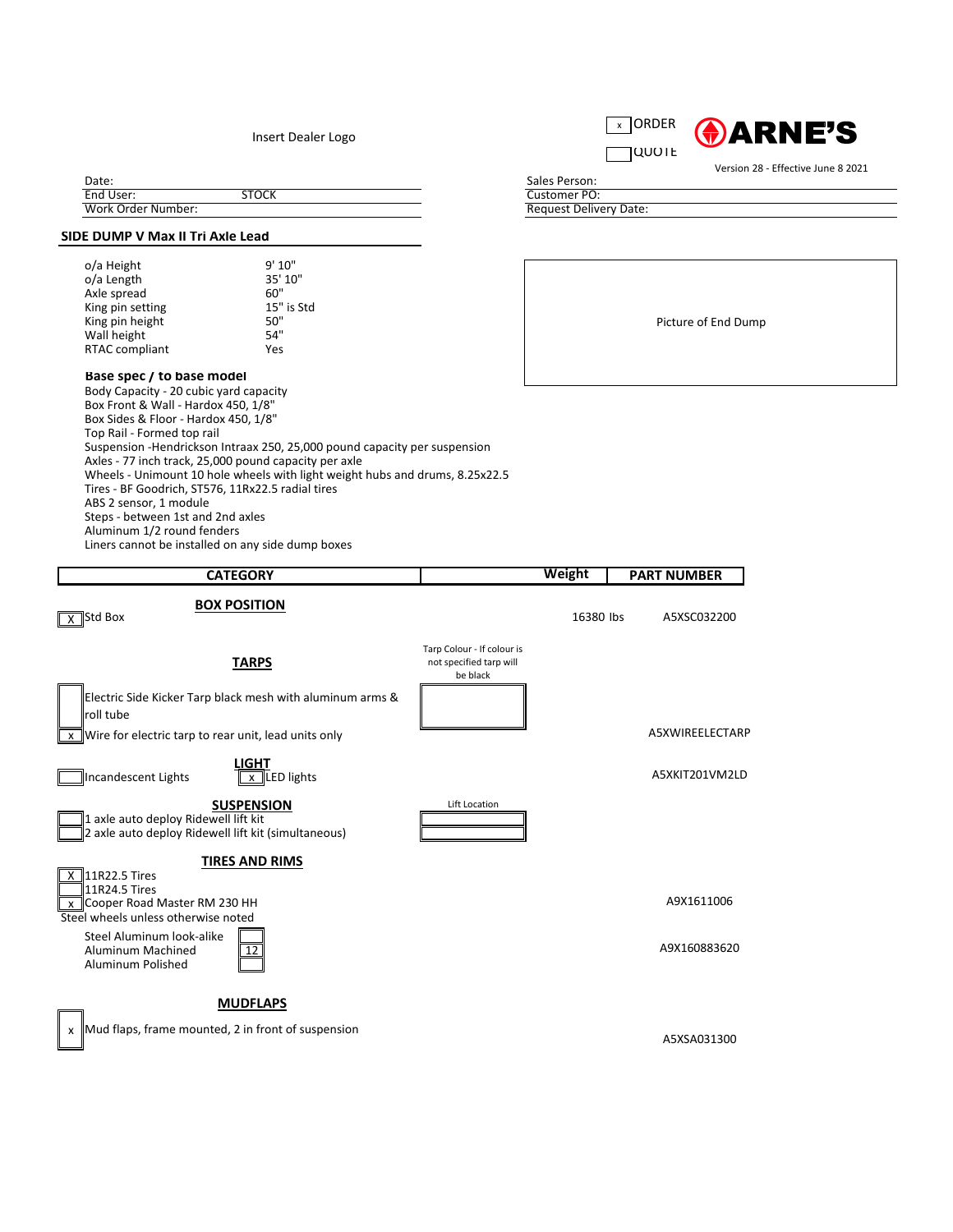Insert Dealer Logo

[x] ORDER
[ ] QUOTE

**ARNE'S**

Version 28 - Effective June 8 2021

| | | | |
|---|---|---|---|
| Date: | | Sales Person: | |
| End User: | STOCK | Customer PO: | |
| Work Order Number: | | Request Delivery Date: | |

## SIDE DUMP V Max II Tri Axle Lead

| | |
|---|---|
| o/a Height | 9' 10" |
| o/a Length | 35' 10" |
| Axle spread | 60" |
| King pin setting | 15" is Std |
| King pin height | 50" |
| Wall height | 54" |
| RTAC compliant | Yes |

Picture of End Dump

**Base spec / to base model**

Body Capacity - 20 cubic yard capacity
Box Front & Wall - Hardox 450, 1/8"
Box Sides & Floor - Hardox 450, 1/8"
Top Rail - Formed top rail
Suspension -Hendrickson Intraax 250, 25,000 pound capacity per suspension
Axles - 77 inch track, 25,000 pound capacity per axle
Wheels - Unimount 10 hole wheels with light weight hubs and drums, 8.25x22.5
Tires - BF Goodrich, ST576, 11Rx22.5 radial tires
ABS 2 sensor, 1 module
Steps - between 1st and 2nd axles
Aluminum 1/2 round fenders
Liners cannot be installed on any side dump boxes

| CATEGORY | | Weight | PART NUMBER |
|---|---|---|---|
| **BOX POSITION** | | | |
| [X] Std Box | | 16380 lbs | A5XSC032200 |
| **TARPS** | Tarp Colour - If colour is not specified tarp will be black | | |
| [ ] Electric Side Kicker Tarp black mesh with aluminum arms & roll tube | [ ] | | |
| [x] Wire for electric tarp to rear unit, lead units only | | | A5XWIREELECTARP |
| **LIGHT** | | | |
| [ ] Incandescent Lights [x] LED lights | | | A5XKIT201VM2LD |
| **SUSPENSION** | Lift Location | | |
| [ ] 1 axle auto deploy Ridewell lift kit | [ ] | | |
| [ ] 2 axle auto deploy Ridewell lift kit (simultaneous) | [ ] | | |
| **TIRES AND RIMS** | | | |
| [X] 11R22.5 Tires | | | |
| [ ] 11R24.5 Tires | | | |
| [x] Cooper Road Master RM 230 HH | | | A9X1611006 |
| Steel wheels unless otherwise noted | | | |
| Steel Aluminum look-alike [ ] | | | |
| Aluminum Machined [12] | | | A9X160883620 |
| Aluminum Polished [ ] | | | |
| **MUDFLAPS** | | | |
| [x] Mud flaps, frame mounted, 2 in front of suspension | | | A5XSA031300 |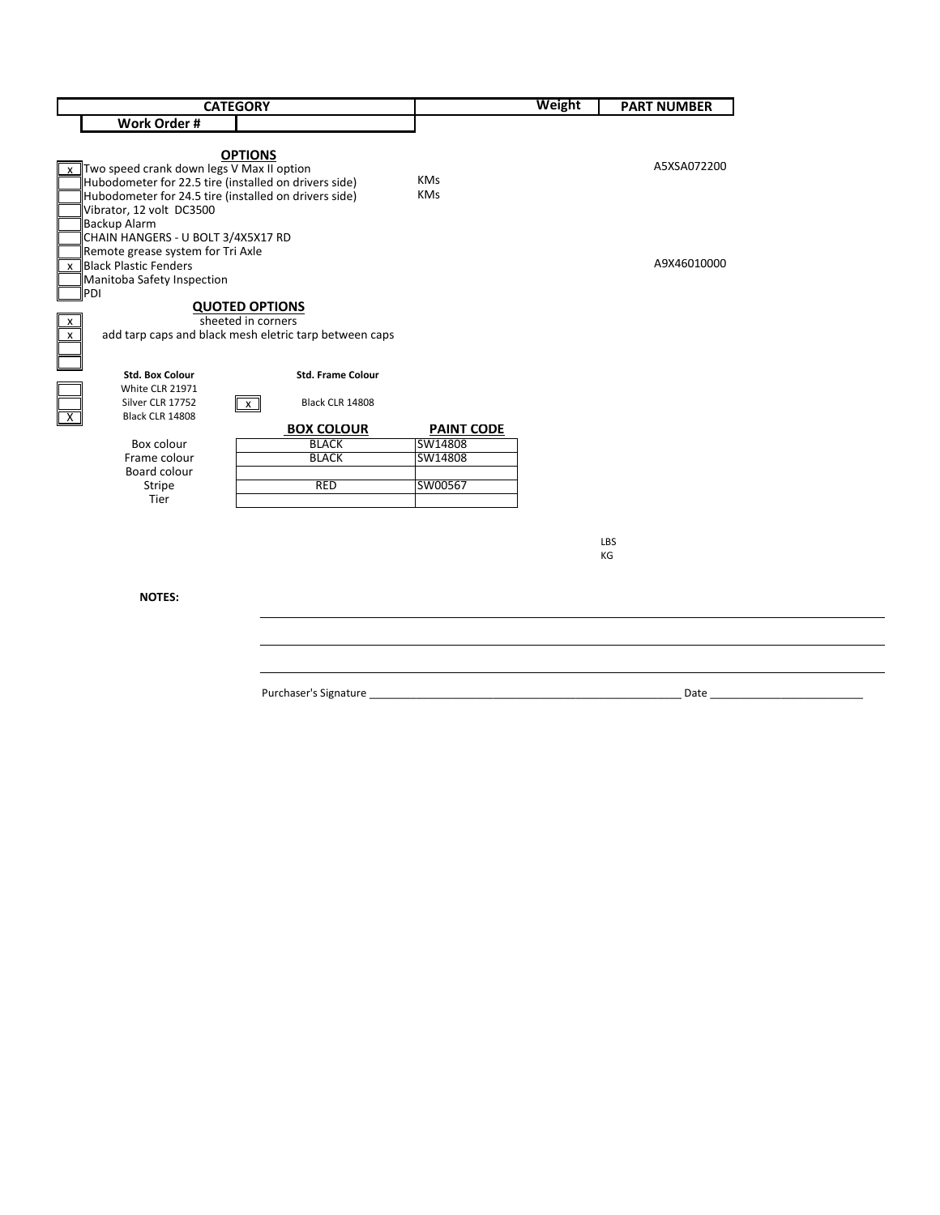| CATEGORY | | Weight | PART NUMBER |
|---|---|---|---|
| Work Order # | | | |

## OPTIONS

| | Option | | Part Number |
|---|---|---|---|
| x | Two speed crank down legs V Max II option | | A5XSA072200 |
| | Hubodometer for 22.5 tire (installed on drivers side) | KMs | |
| | Hubodometer for 24.5 tire (installed on drivers side) | KMs | |
| | Vibrator, 12 volt DC3500 | | |
| | Backup Alarm | | |
| | CHAIN HANGERS - U BOLT 3/4X5X17 RD | | |
| | Remote grease system for Tri Axle | | |
| x | Black Plastic Fenders | | A9X46010000 |
| | Manitoba Safety Inspection | | |
| | PDI | | |

## QUOTED OPTIONS

| | Option |
|---|---|
| x | sheeted in corners |
| x | add tarp caps and black mesh eletric tarp between caps |
| | |
| | |

| | Std. Box Colour | | Std. Frame Colour |
|---|---|---|---|
| | White CLR 21971 | | |
| | Silver CLR 17752 | x | Black CLR 14808 |
| X | Black CLR 14808 | | |

| | BOX COLOUR | PAINT CODE |
|---|---|---|
| Box colour | BLACK | SW14808 |
| Frame colour | BLACK | SW14808 |
| Board colour | | |
| Stripe | RED | SW00567 |
| Tier | | |

LBS
KG

**NOTES:**

Purchaser's Signature ______________________________ Date ______________________